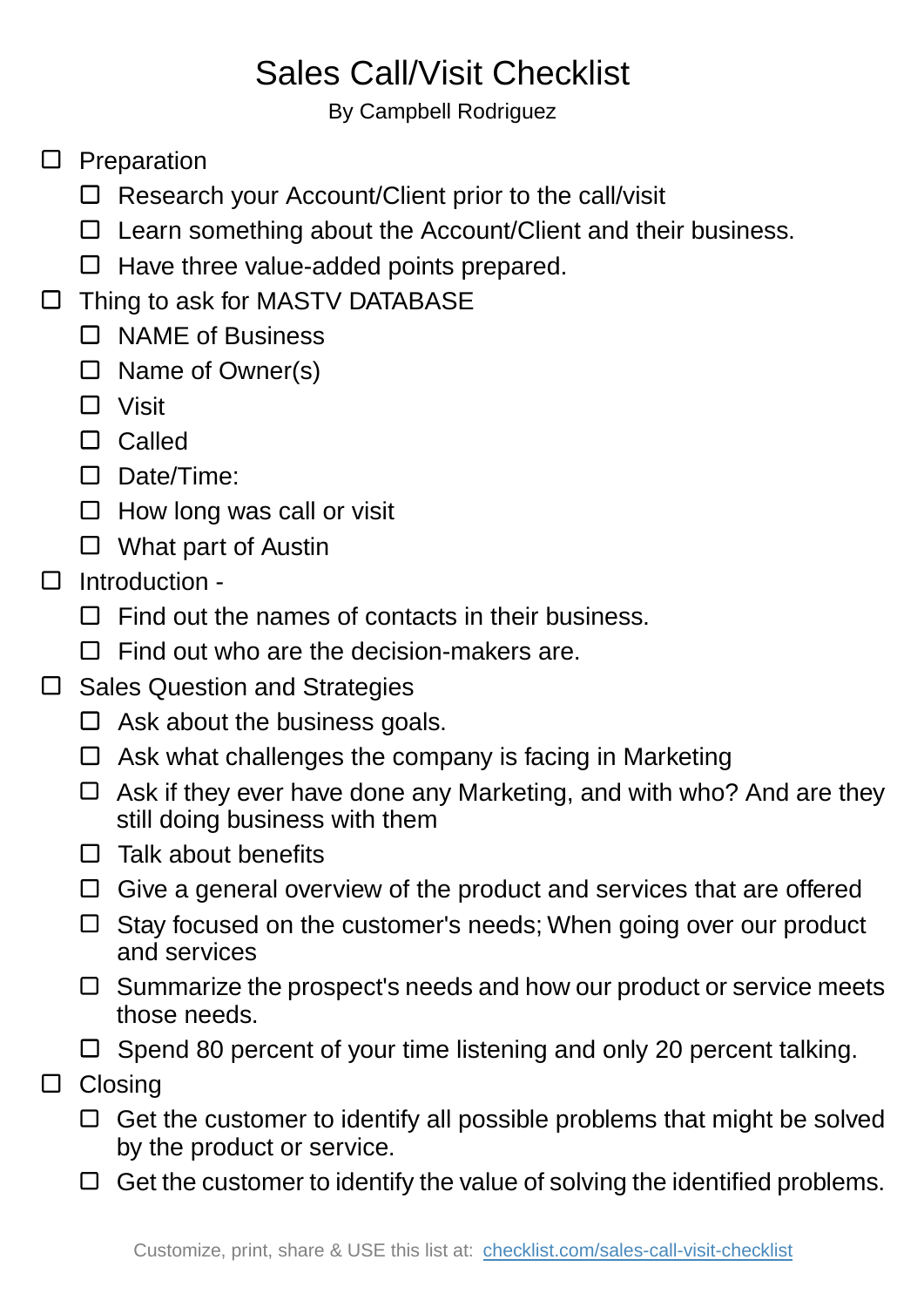# Sales Call/Visit Checklist

By Campbell Rodriguez

- [ ] Preparation
  - [ ] Research your Account/Client prior to the call/visit
  - [ ] Learn something about the Account/Client and their business.
  - [ ] Have three value-added points prepared.
- [ ] Thing to ask for MASTV DATABASE
  - [ ] NAME of Business
  - [ ] Name of Owner(s)
  - [ ] Visit
  - [ ] Called
  - [ ] Date/Time:
  - [ ] How long was call or visit
  - [ ] What part of Austin
- [ ] Introduction -
  - [ ] Find out the names of contacts in their business.
  - [ ] Find out who are the decision-makers are.
- [ ] Sales Question and Strategies
  - [ ] Ask about the business goals.
  - [ ] Ask what challenges the company is facing in Marketing
  - [ ] Ask if they ever have done any Marketing, and with who? And are they still doing business with them
  - [ ] Talk about benefits
  - [ ] Give a general overview of the product and services that are offered
  - [ ] Stay focused on the customer's needs; When going over our product and services
  - [ ] Summarize the prospect's needs and how our product or service meets those needs.
  - [ ] Spend 80 percent of your time listening and only 20 percent talking.
- [ ] Closing
  - [ ] Get the customer to identify all possible problems that might be solved by the product or service.
  - [ ] Get the customer to identify the value of solving the identified problems.

Customize, print, share & USE this list at: [checklist.com/sales-call-visit-checklist](https://checklist.com/sales-call-visit-checklist)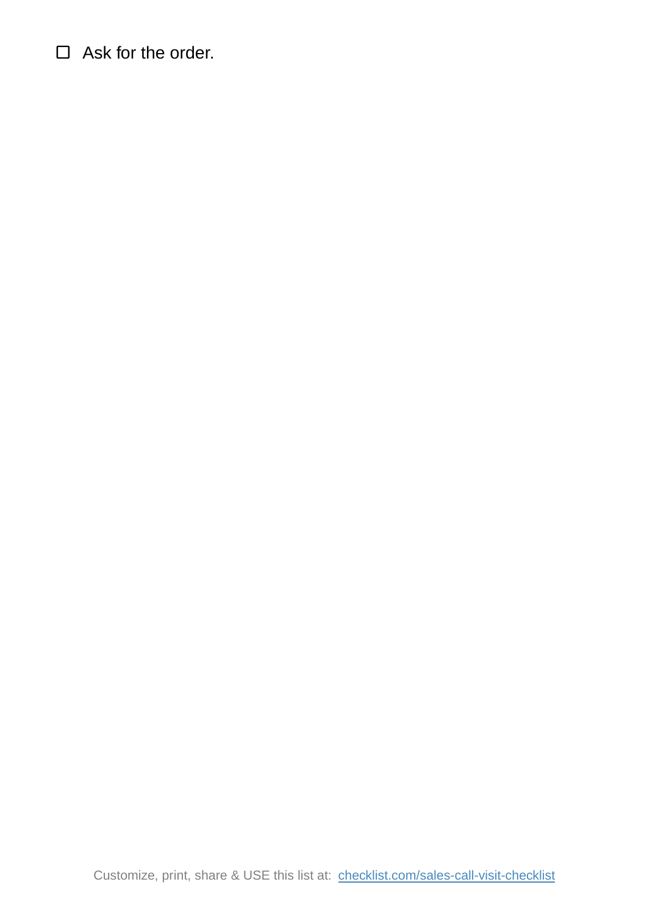- [ ] Ask for the order.

Customize, print, share & USE this list at: [checklist.com/sales-call-visit-checklist](checklist.com/sales-call-visit-checklist)